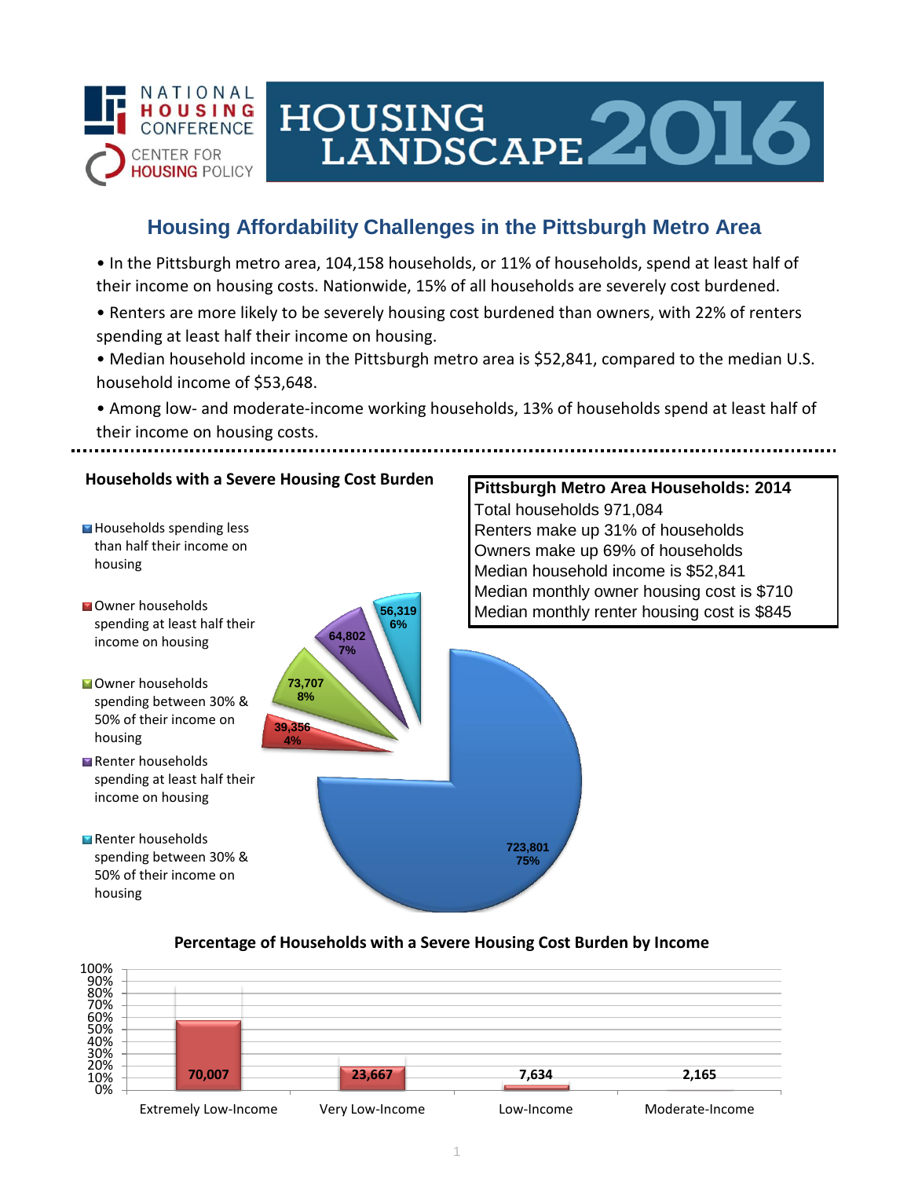NATIONAL HOUSING CONFERENCE

CENTER FOR HOUSING POLICY

# HOUSING LANDSCAPE 2016

## Housing Affordability Challenges in the Pittsburgh Metro Area

- In the Pittsburgh metro area, 104,158 households, or 11% of households, spend at least half of their income on housing costs. Nationwide, 15% of all households are severely cost burdened.
- Renters are more likely to be severely housing cost burdened than owners, with 22% of renters spending at least half their income on housing.
- Median household income in the Pittsburgh metro area is $52,841, compared to the median U.S. household income of $53,648.
- Among low- and moderate-income working households, 13% of households spend at least half of their income on housing costs.

### Households with a Severe Housing Cost Burden

| Category | Households | Percent |
|---|---|---|
| Households spending less than half their income on housing | 723,801 | 75% |
| Owner households spending at least half their income on housing | 39,356 | 4% |
| Owner households spending between 30% & 50% of their income on housing | 73,707 | 8% |
| Renter households spending at least half their income on housing | 64,802 | 7% |
| Renter households spending between 30% & 50% of their income on housing | 56,319 | 6% |

### Pittsburgh Metro Area Households: 2014

Total households 971,084
Renters make up 31% of households
Owners make up 69% of households
Median household income is $52,841
Median monthly owner housing cost is $710
Median monthly renter housing cost is $845

### Percentage of Households with a Severe Housing Cost Burden by Income

| Income Group | Households |
|---|---|
| Extremely Low-Income | 70,007 |
| Very Low-Income | 23,667 |
| Low-Income | 7,634 |
| Moderate-Income | 2,165 |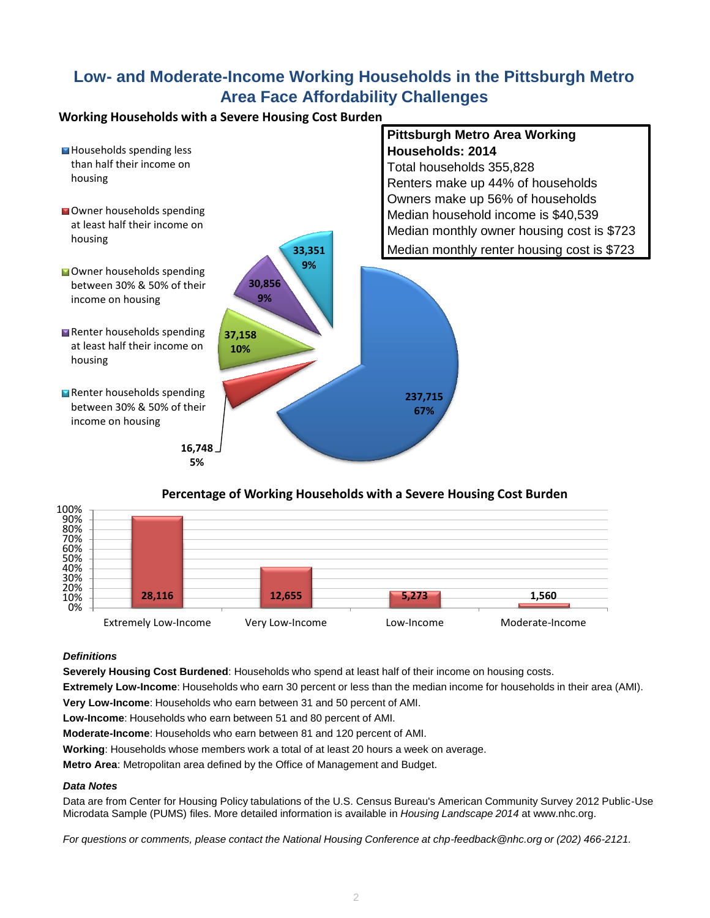# Low- and Moderate-Income Working Households in the Pittsburgh Metro Area Face Affordability Challenges

## Working Households with a Severe Housing Cost Burden

Households spending less than half their income on housing

Owner households spending at least half their income on housing

Owner households spending between 30% & 50% of their income on housing

Renter households spending at least half their income on housing

Renter households spending between 30% & 50% of their income on housing

33,351
9%

30,856
9%

37,158
10%

237,715
67%

16,748
5%

**Pittsburgh Metro Area Working Households: 2014**
Total households 355,828
Renters make up 44% of households
Owners make up 56% of households
Median household income is $40,539
Median monthly owner housing cost is $723
Median monthly renter housing cost is $723

## Percentage of Working Households with a Severe Housing Cost Burden

100%
90%
80%
70%
60%
50%
40%
30%
20%
10%
0%

28,116
12,655
5,273
1,560

Extremely Low-Income
Very Low-Income
Low-Income
Moderate-Income

***Definitions***

**Severely Housing Cost Burdened**: Households who spend at least half of their income on housing costs.

**Extremely Low-Income**: Households who earn 30 percent or less than the median income for households in their area (AMI).

**Very Low-Income**: Households who earn between 31 and 50 percent of AMI.

**Low-Income**: Households who earn between 51 and 80 percent of AMI.

**Moderate-Income**: Households who earn between 81 and 120 percent of AMI.

**Working**: Households whose members work a total of at least 20 hours a week on average.

**Metro Area**: Metropolitan area defined by the Office of Management and Budget.

***Data Notes***

Data are from Center for Housing Policy tabulations of the U.S. Census Bureau's American Community Survey 2012 Public-Use Microdata Sample (PUMS) files. More detailed information is available in *Housing Landscape 2014* at www.nhc.org.

*For questions or comments, please contact the National Housing Conference at chp-feedback@nhc.org or (202) 466-2121.*